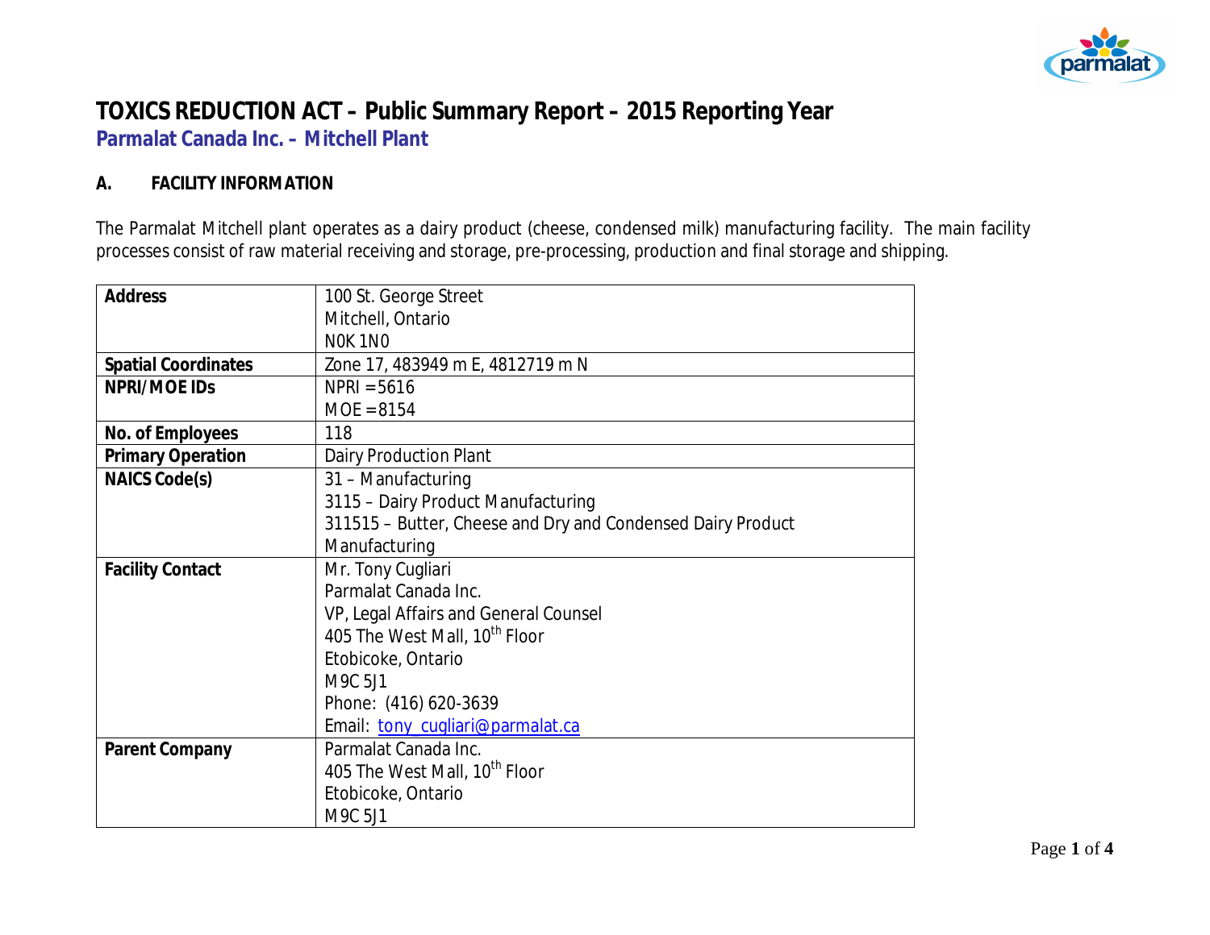# TOXICS REDUCTION ACT – Public Summary Report – 2015 Reporting Year

## Parmalat Canada Inc. – Mitchell Plant

### A. FACILITY INFORMATION

The Parmalat Mitchell plant operates as a dairy product (cheese, condensed milk) manufacturing facility. The main facility processes consist of raw material receiving and storage, pre-processing, production and final storage and shipping.

| | |
|---|---|
| **Address** | 100 St. George Street<br>Mitchell, Ontario<br>N0K 1N0 |
| **Spatial Coordinates** | Zone 17, 483949 m E, 4812719 m N |
| **NPRI/MOE IDs** | NPRI = 5616<br>MOE = 8154 |
| **No. of Employees** | 118 |
| **Primary Operation** | Dairy Production Plant |
| **NAICS Code(s)** | 31 – Manufacturing<br>3115 – Dairy Product Manufacturing<br>311515 – Butter, Cheese and Dry and Condensed Dairy Product Manufacturing |
| **Facility Contact** | Mr. Tony Cugliari<br>Parmalat Canada Inc.<br>VP, Legal Affairs and General Counsel<br>405 The West Mall, 10th Floor<br>Etobicoke, Ontario<br>M9C 5J1<br>Phone: (416) 620-3639<br>Email: tony_cugliari@parmalat.ca |
| **Parent Company** | Parmalat Canada Inc.<br>405 The West Mall, 10th Floor<br>Etobicoke, Ontario<br>M9C 5J1 |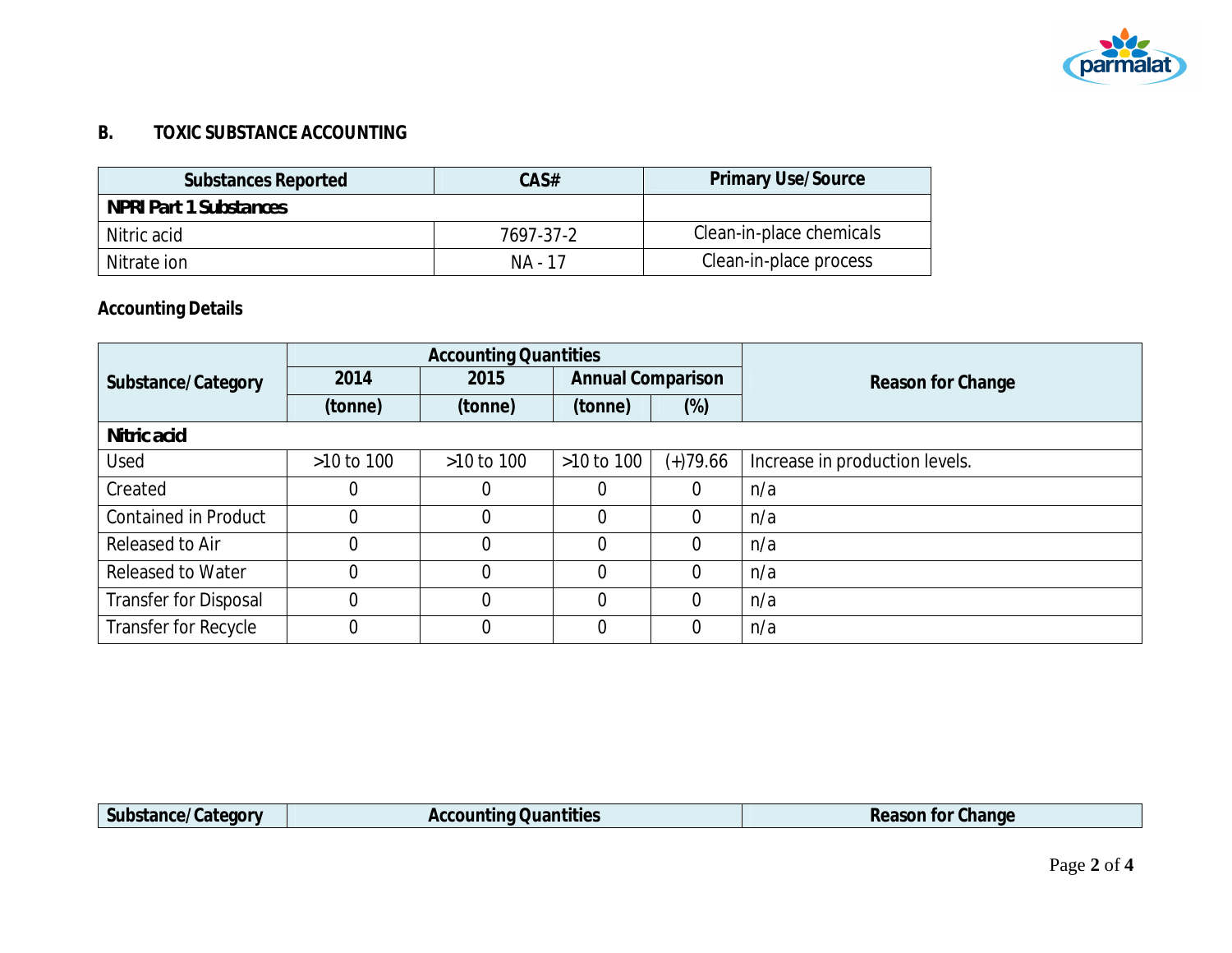## B. TOXIC SUBSTANCE ACCOUNTING

| Substances Reported | CAS# | Primary Use/Source |
|---|---|---|
| **NPRI Part 1 Substances** | | |
| Nitric acid | 7697-37-2 | Clean-in-place chemicals |
| Nitrate ion | NA - 17 | Clean-in-place process |

**Accounting Details**

| Substance/Category | Accounting Quantities | | | | Reason for Change |
|---|---|---|---|---|---|
| | 2014 | 2015 | Annual Comparison | | |
| | (tonne) | (tonne) | (tonne) | (%) | |
| **Nitric acid** | | | | | |
| Used | >10 to 100 | >10 to 100 | >10 to 100 | (+)79.66 | Increase in production levels. |
| Created | 0 | 0 | 0 | 0 | n/a |
| Contained in Product | 0 | 0 | 0 | 0 | n/a |
| Released to Air | 0 | 0 | 0 | 0 | n/a |
| Released to Water | 0 | 0 | 0 | 0 | n/a |
| Transfer for Disposal | 0 | 0 | 0 | 0 | n/a |
| Transfer for Recycle | 0 | 0 | 0 | 0 | n/a |

| Substance/Category | Accounting Quantities | Reason for Change |
|---|---|---|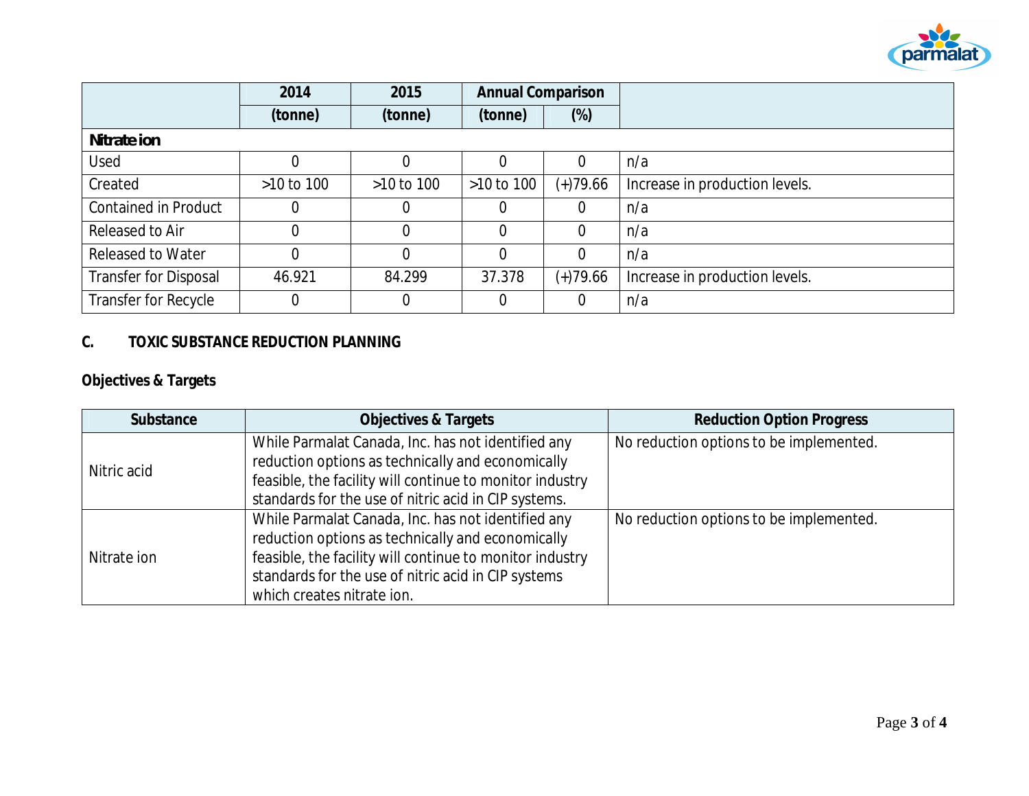| | 2014 | 2015 | Annual Comparison | | |
|---|---|---|---|---|---|
| | (tonne) | (tonne) | (tonne) | (%) | |
| **Nitrate ion** | | | | | |
| Used | 0 | 0 | 0 | 0 | n/a |
| Created | >10 to 100 | >10 to 100 | >10 to 100 | (+)79.66 | Increase in production levels. |
| Contained in Product | 0 | 0 | 0 | 0 | n/a |
| Released to Air | 0 | 0 | 0 | 0 | n/a |
| Released to Water | 0 | 0 | 0 | 0 | n/a |
| Transfer for Disposal | 46.921 | 84.299 | 37.378 | (+)79.66 | Increase in production levels. |
| Transfer for Recycle | 0 | 0 | 0 | 0 | n/a |

## C. TOXIC SUBSTANCE REDUCTION PLANNING

### Objectives & Targets

| Substance | Objectives & Targets | Reduction Option Progress |
|---|---|---|
| Nitric acid | While Parmalat Canada, Inc. has not identified any reduction options as technically and economically feasible, the facility will continue to monitor industry standards for the use of nitric acid in CIP systems. | No reduction options to be implemented. |
| Nitrate ion | While Parmalat Canada, Inc. has not identified any reduction options as technically and economically feasible, the facility will continue to monitor industry standards for the use of nitric acid in CIP systems which creates nitrate ion. | No reduction options to be implemented. |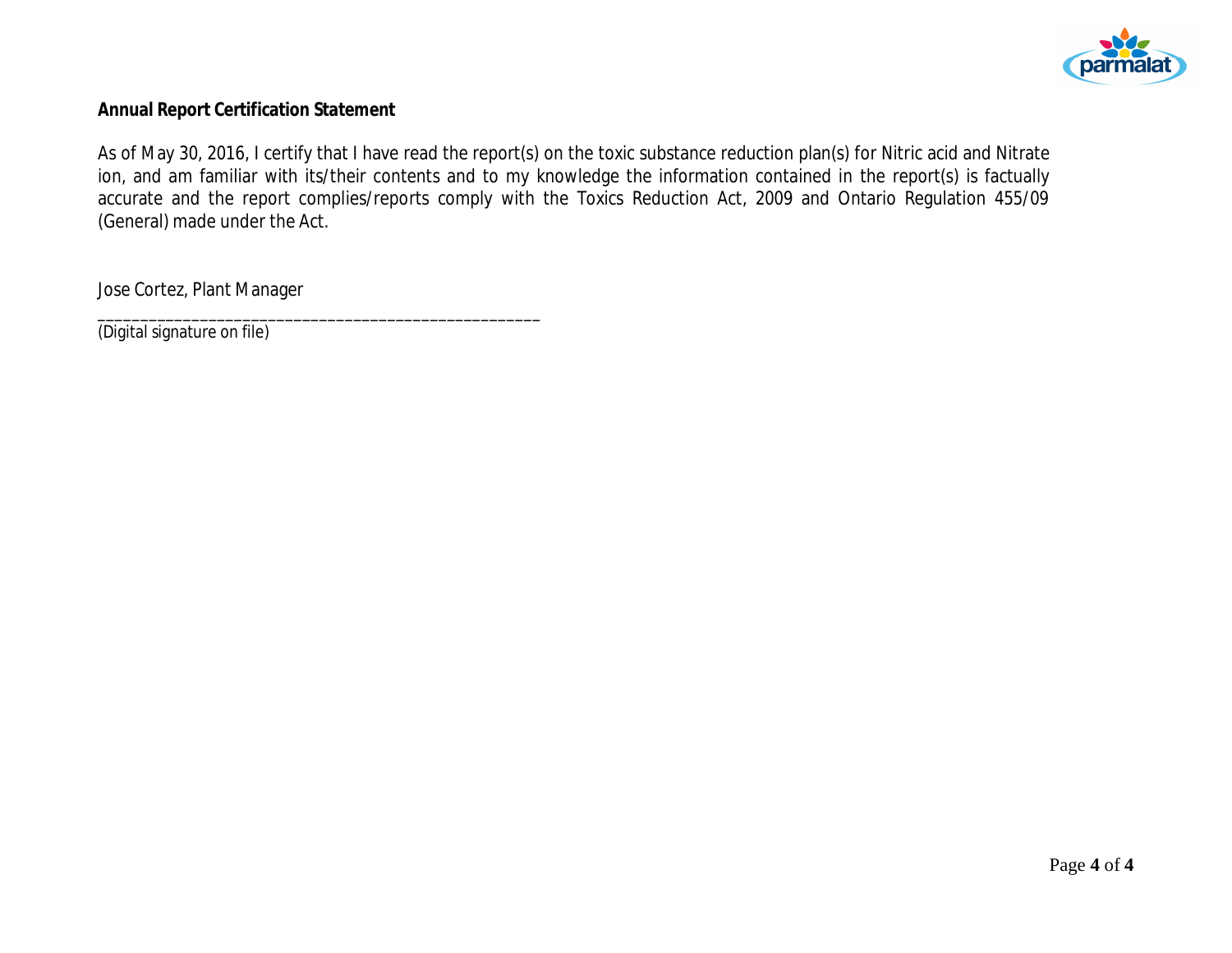**Annual Report Certification Statement**

As of May 30, 2016, I certify that I have read the report(s) on the toxic substance reduction plan(s) for Nitric acid and Nitrate ion, and am familiar with its/their contents and to my knowledge the information contained in the report(s) is factually accurate and the report complies/reports comply with the Toxics Reduction Act, 2009 and Ontario Regulation 455/09 (General) made under the Act.

Jose Cortez, Plant Manager

______________________________________________________

(Digital signature on file)